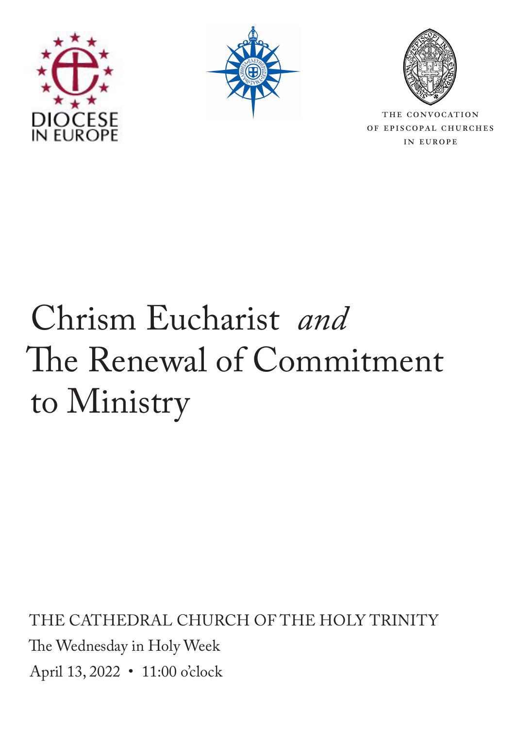DIOCESE IN EUROPE

THE CONVOCATION OF EPISCOPAL CHURCHES IN EUROPE

# Chrism Eucharist *and* The Renewal of Commitment to Ministry

THE CATHEDRAL CHURCH OF THE HOLY TRINITY

The Wednesday in Holy Week

April 13, 2022 • 11:00 o'clock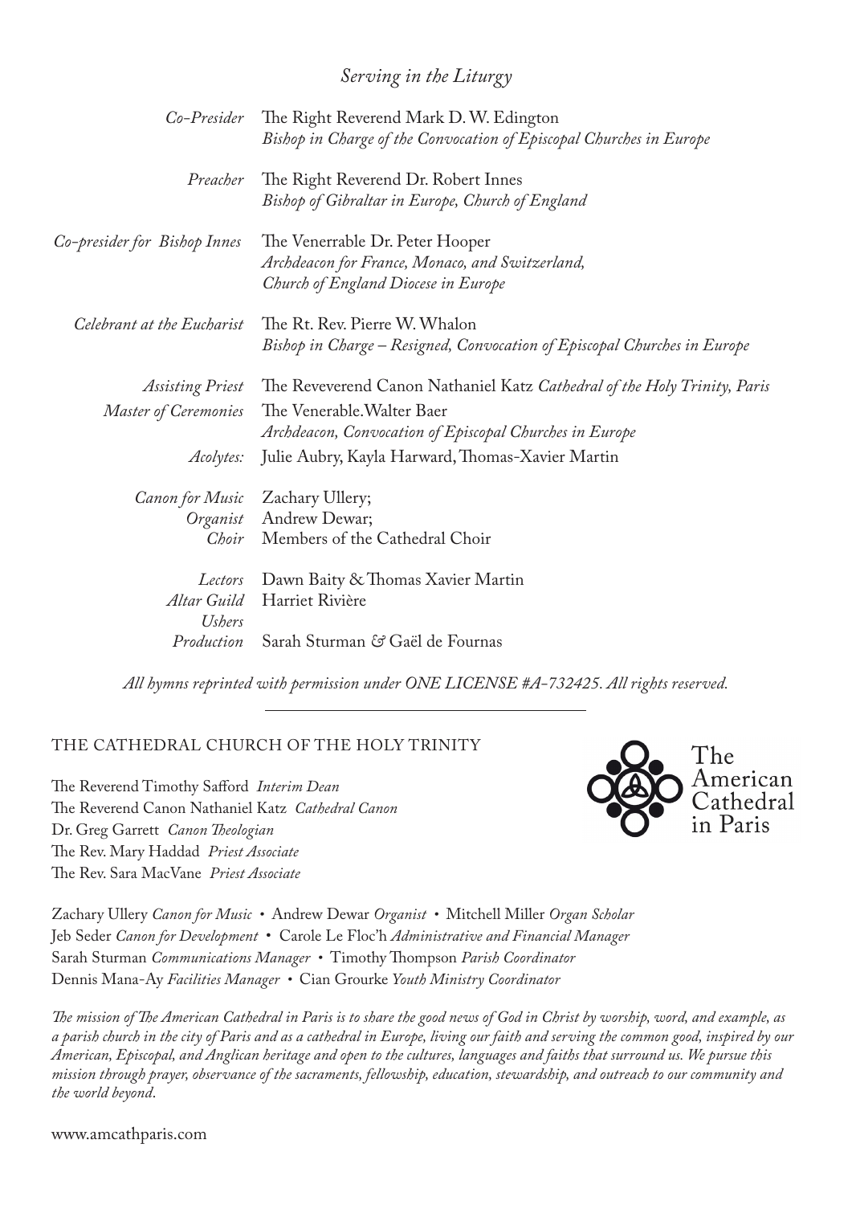## *Serving in the Liturgy*

| | |
|---|---|
| *Co-Presider* | The Right Reverend Mark D. W. Edington<br>*Bishop in Charge of the Convocation of Episcopal Churches in Europe* |
| *Preacher* | The Right Reverend Dr. Robert Innes<br>*Bishop of Gibraltar in Europe, Church of England* |
| *Co-presider for Bishop Innes* | The Venerrable Dr. Peter Hooper<br>*Archdeacon for France, Monaco, and Switzerland, Church of England Diocese in Europe* |
| *Celebrant at the Eucharist* | The Rt. Rev. Pierre W. Whalon<br>*Bishop in Charge – Resigned, Convocation of Episcopal Churches in Europe* |
| *Assisting Priest* | The Reveverend Canon Nathaniel Katz *Cathedral of the Holy Trinity, Paris* |
| *Master of Ceremonies* | The Venerable.Walter Baer<br>*Archdeacon, Convocation of Episcopal Churches in Europe* |
| *Acolytes:* | Julie Aubry, Kayla Harward, Thomas-Xavier Martin |
| *Canon for Music* | Zachary Ullery; |
| *Organist* | Andrew Dewar; |
| *Choir* | Members of the Cathedral Choir |
| *Lectors* | Dawn Baity & Thomas Xavier Martin |
| *Altar Guild* | Harriet Rivière |
| *Ushers* | |
| *Production* | Sarah Sturman & Gaël de Fournas |

*All hymns reprinted with permission under ONE LICENSE #A-732425. All rights reserved.*

---

THE CATHEDRAL CHURCH OF THE HOLY TRINITY

The American Cathedral in Paris

The Reverend Timothy Safford *Interim Dean*
The Reverend Canon Nathaniel Katz *Cathedral Canon*
Dr. Greg Garrett *Canon Theologian*
The Rev. Mary Haddad *Priest Associate*
The Rev. Sara MacVane *Priest Associate*

Zachary Ullery *Canon for Music* • Andrew Dewar *Organist* • Mitchell Miller *Organ Scholar*
Jeb Seder *Canon for Development* • Carole Le Floc'h *Administrative and Financial Manager*
Sarah Sturman *Communications Manager* • Timothy Thompson *Parish Coordinator*
Dennis Mana-Ay *Facilities Manager* • Cian Grourke *Youth Ministry Coordinator*

*The mission of The American Cathedral in Paris is to share the good news of God in Christ by worship, word, and example, as a parish church in the city of Paris and as a cathedral in Europe, living our faith and serving the common good, inspired by our American, Episcopal, and Anglican heritage and open to the cultures, languages and faiths that surround us. We pursue this mission through prayer, observance of the sacraments, fellowship, education, stewardship, and outreach to our community and the world beyond.*

www.amcathparis.com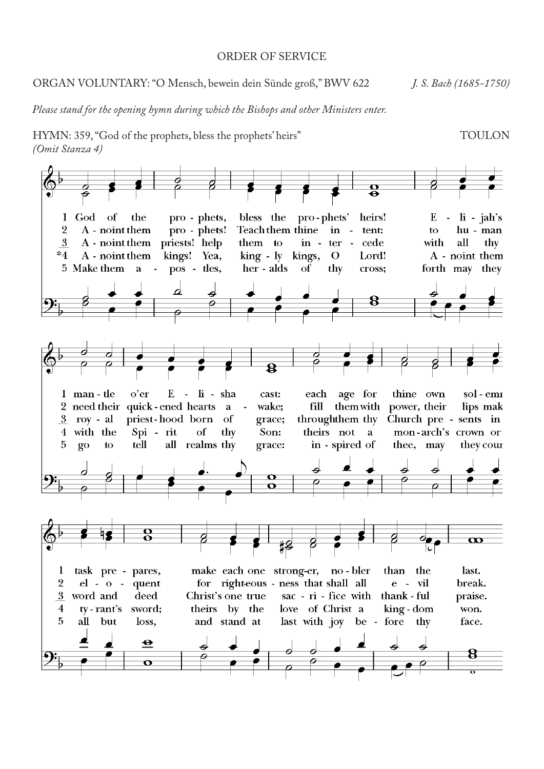ORDER OF SERVICE

ORGAN VOLUNTARY: "O Mensch, bewein dein Sünde groß," BWV 622 *J. S. Bach (1685-1750)*

*Please stand for the opening hymn during which the Bishops and other Ministers enter.*

HYMN: 359, "God of the prophets, bless the prophets' heirs" TOULON
*(Omit Stanza 4)*

1 God of the prophets, bless the prophets' heirs! Elijah's mantle o'er Elisha cast: each age for thine own solemn task prepares, make each one stronger, nobler than the last.

2 Anoint them prophets! Teach them thine intent: to human need their quick-ened hearts awake; fill them with power, their lips make eloquent for righteousness that shall all evil break.

3 Anoint them priests! help them to intercede with all thy royal priest-hood born of grace; through them thy Church presents in word and deed Christ's one true sacrifice with thankful praise.

*4 Anoint them kings! Yea, kingly kings, O Lord! Anoint them with the Spirit of thy Son: theirs not a monarch's crown or tyrant's sword; theirs by the love of Christ a kingdom won.

5 Make them apostles, heralds of thy cross; forth may they go to tell all realms thy grace: inspired of thee, may they count all but loss, and stand at last with joy before thy face.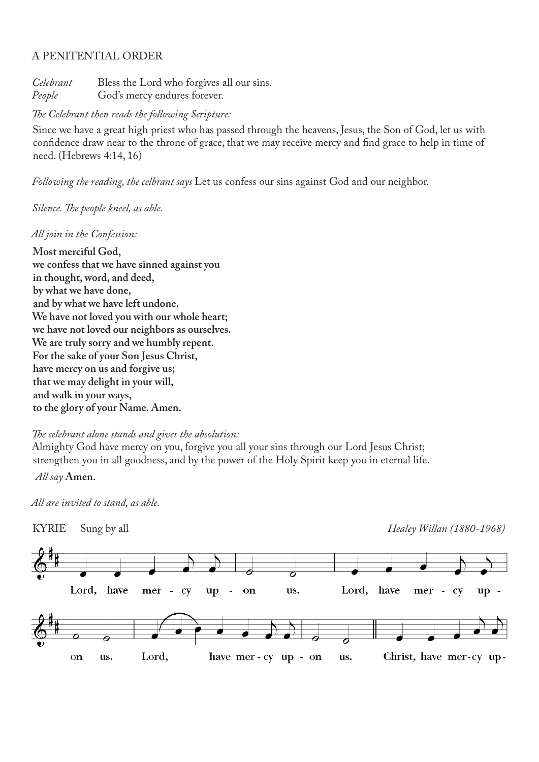## A PENITENTIAL ORDER

*Celebrant* Bless the Lord who forgives all our sins.
*People* God's mercy endures forever.

*The Celebrant then reads the following Scripture:*

Since we have a great high priest who has passed through the heavens, Jesus, the Son of God, let us with confidence draw near to the throne of grace, that we may receive mercy and find grace to help in time of need. (Hebrews 4:14, 16)

*Following the reading, the celebrant says* Let us confess our sins against God and our neighbor.

*Silence. The people kneel, as able.*

*All join in the Confession:*

**Most merciful God,**
**we confess that we have sinned against you**
**in thought, word, and deed,**
**by what we have done,**
**and by what we have left undone.**
**We have not loved you with our whole heart;**
**we have not loved our neighbors as ourselves.**
**We are truly sorry and we humbly repent.**
**For the sake of your Son Jesus Christ,**
**have mercy on us and forgive us;**
**that we may delight in your will,**
**and walk in your ways,**
**to the glory of your Name. Amen.**

*The celebrant alone stands and gives the absolution:*

Almighty God have mercy on you, forgive you all your sins through our Lord Jesus Christ; strengthen you in all goodness, and by the power of the Holy Spirit keep you in eternal life.

*All say* **Amen.**

*All are invited to stand, as able.*

KYRIE Sung by all *Healey Willan (1880-1968)*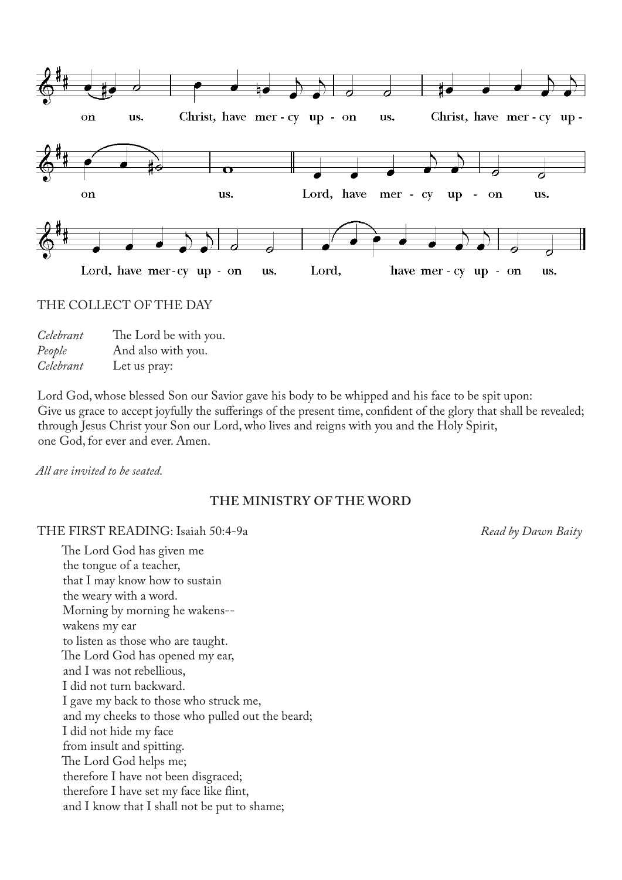on us. Christ, have mer - cy up - on us. Christ, have mer - cy up - on us. Lord, have mer - cy up - on us. Lord, have mer-cy up - on us. Lord, have mer - cy up - on us.

THE COLLECT OF THE DAY

*Celebrant* The Lord be with you.
*People* And also with you.
*Celebrant* Let us pray:

Lord God, whose blessed Son our Savior gave his body to be whipped and his face to be spit upon: Give us grace to accept joyfully the sufferings of the present time, confident of the glory that shall be revealed; through Jesus Christ your Son our Lord, who lives and reigns with you and the Holy Spirit, one God, for ever and ever. Amen.

*All are invited to be seated.*

## THE MINISTRY OF THE WORD

THE FIRST READING: Isaiah 50:4-9a *Read by Dawn Baity*

The Lord God has given me
the tongue of a teacher,
that I may know how to sustain
the weary with a word.
Morning by morning he wakens--
wakens my ear
to listen as those who are taught.
The Lord God has opened my ear,
and I was not rebellious,
I did not turn backward.
I gave my back to those who struck me,
and my cheeks to those who pulled out the beard;
I did not hide my face
from insult and spitting.
The Lord God helps me;
therefore I have not been disgraced;
therefore I have set my face like flint,
and I know that I shall not be put to shame;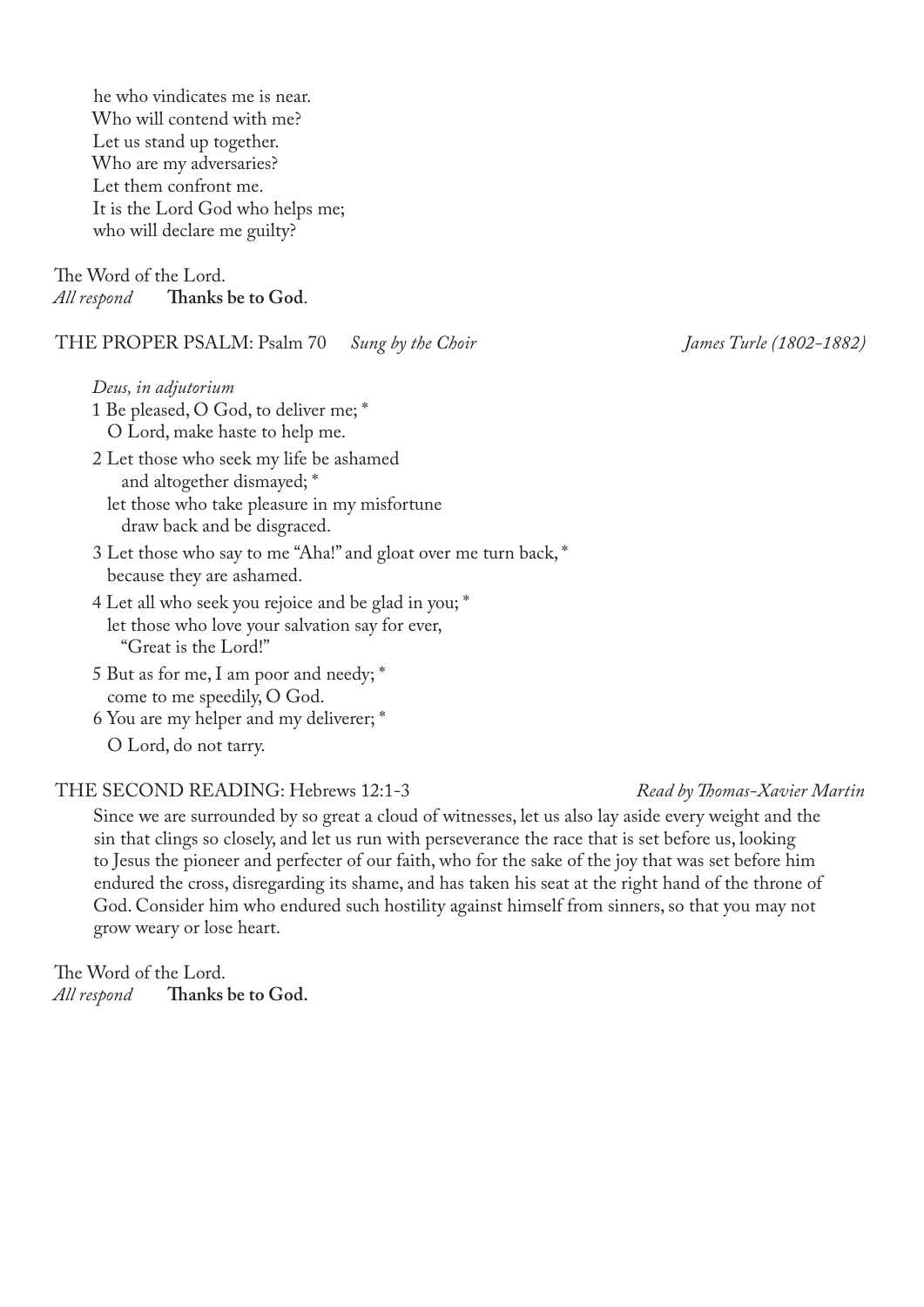he who vindicates me is near.
Who will contend with me?
Let us stand up together.
Who are my adversaries?
Let them confront me.
It is the Lord God who helps me;
who will declare me guilty?

The Word of the Lord.
*All respond* **Thanks be to God**.

THE PROPER PSALM: Psalm 70 *Sung by the Choir* *James Turle (1802-1882)*

*Deus, in adjutorium*

1 Be pleased, O God, to deliver me; *
O Lord, make haste to help me.

2 Let those who seek my life be ashamed
and altogether dismayed; *
let those who take pleasure in my misfortune
draw back and be disgraced.

3 Let those who say to me "Aha!" and gloat over me turn back, *
because they are ashamed.

4 Let all who seek you rejoice and be glad in you; *
let those who love your salvation say for ever,
"Great is the Lord!"

5 But as for me, I am poor and needy; *
come to me speedily, O God.

6 You are my helper and my deliverer; *
O Lord, do not tarry.

THE SECOND READING: Hebrews 12:1-3 *Read by Thomas-Xavier Martin*

Since we are surrounded by so great a cloud of witnesses, let us also lay aside every weight and the sin that clings so closely, and let us run with perseverance the race that is set before us, looking to Jesus the pioneer and perfecter of our faith, who for the sake of the joy that was set before him endured the cross, disregarding its shame, and has taken his seat at the right hand of the throne of God. Consider him who endured such hostility against himself from sinners, so that you may not grow weary or lose heart.

The Word of the Lord.
*All respond* **Thanks be to God.**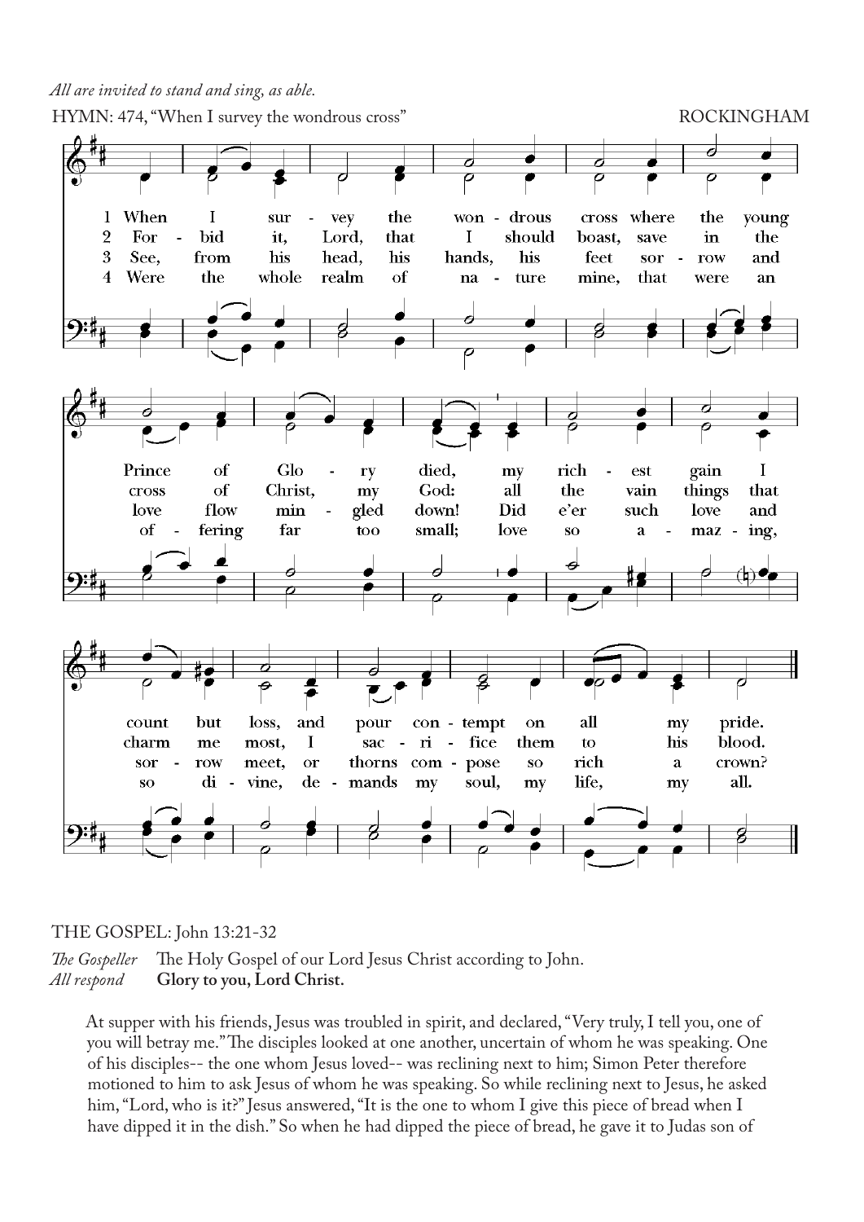*All are invited to stand and sing, as able.*

HYMN: 474, "When I survey the wondrous cross" ROCKINGHAM

1 When I survey the wondrous cross where the young Prince of Glory died, my richest gain I count but loss, and pour contempt on all my pride.

2 Forbid it, Lord, that I should boast, save in the cross of Christ, my God: all the vain things that charm me most, I sacrifice them to his blood.

3 See, from his head, his hands, his feet sorrow and love flow mingled down! Did e'er such love and sorrow meet, or thorns compose so rich a crown?

4 Were the whole realm of nature mine, that were an offering far too small; love so amazing, so divine, demands my soul, my life, my all.

THE GOSPEL: John 13:21-32

*The Gospeller* The Holy Gospel of our Lord Jesus Christ according to John.
*All respond* **Glory to you, Lord Christ.**

At supper with his friends, Jesus was troubled in spirit, and declared, "Very truly, I tell you, one of you will betray me." The disciples looked at one another, uncertain of whom he was speaking. One of his disciples-- the one whom Jesus loved-- was reclining next to him; Simon Peter therefore motioned to him to ask Jesus of whom he was speaking. So while reclining next to Jesus, he asked him, "Lord, who is it?" Jesus answered, "It is the one to whom I give this piece of bread when I have dipped it in the dish." So when he had dipped the piece of bread, he gave it to Judas son of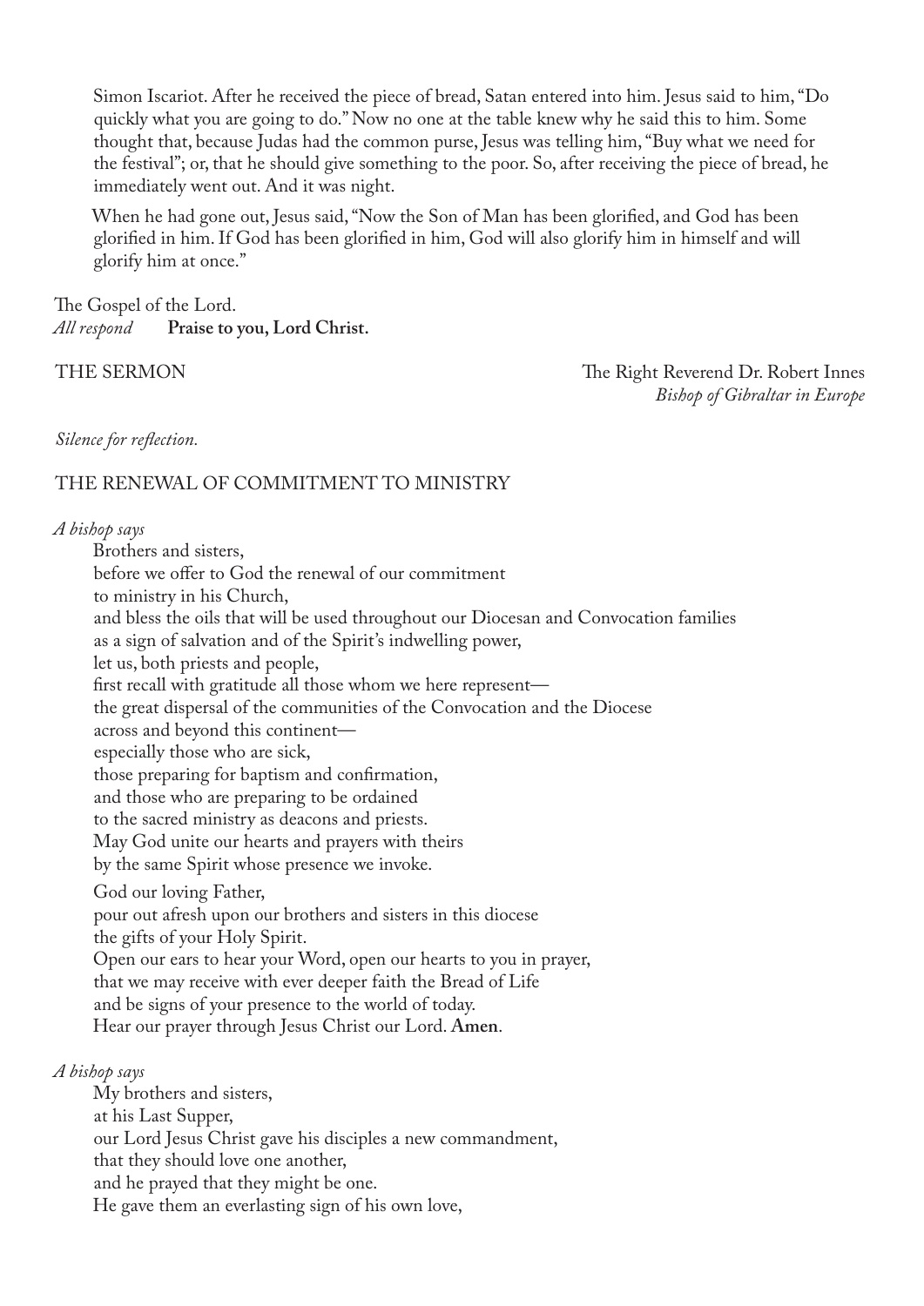Simon Iscariot. After he received the piece of bread, Satan entered into him. Jesus said to him, "Do quickly what you are going to do." Now no one at the table knew why he said this to him. Some thought that, because Judas had the common purse, Jesus was telling him, "Buy what we need for the festival"; or, that he should give something to the poor. So, after receiving the piece of bread, he immediately went out. And it was night.

When he had gone out, Jesus said, "Now the Son of Man has been glorified, and God has been glorified in him. If God has been glorified in him, God will also glorify him in himself and will glorify him at once."

The Gospel of the Lord.
*All respond* **Praise to you, Lord Christ.**

THE SERMON — The Right Reverend Dr. Robert Innes
*Bishop of Gibraltar in Europe*

*Silence for reflection.*

## THE RENEWAL OF COMMITMENT TO MINISTRY

*A bishop says*

Brothers and sisters,
before we offer to God the renewal of our commitment
to ministry in his Church,
and bless the oils that will be used throughout our Diocesan and Convocation families
as a sign of salvation and of the Spirit's indwelling power,
let us, both priests and people,
first recall with gratitude all those whom we here represent—
the great dispersal of the communities of the Convocation and the Diocese
across and beyond this continent—
especially those who are sick,
those preparing for baptism and confirmation,
and those who are preparing to be ordained
to the sacred ministry as deacons and priests.
May God unite our hearts and prayers with theirs
by the same Spirit whose presence we invoke.

God our loving Father,
pour out afresh upon our brothers and sisters in this diocese
the gifts of your Holy Spirit.
Open our ears to hear your Word, open our hearts to you in prayer,
that we may receive with ever deeper faith the Bread of Life
and be signs of your presence to the world of today.
Hear our prayer through Jesus Christ our Lord. **Amen**.

*A bishop says*

My brothers and sisters,
at his Last Supper,
our Lord Jesus Christ gave his disciples a new commandment,
that they should love one another,
and he prayed that they might be one.
He gave them an everlasting sign of his own love,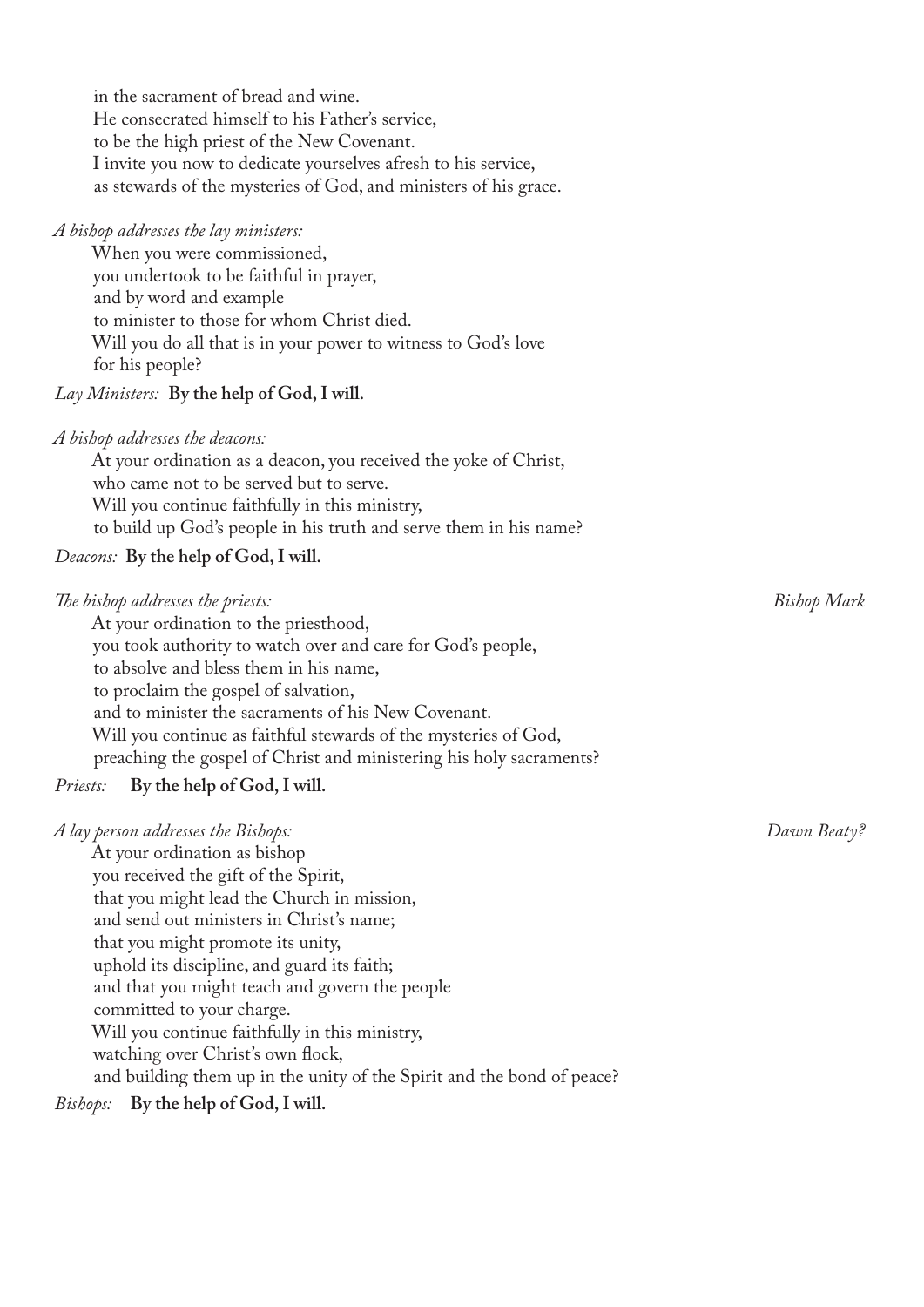in the sacrament of bread and wine.
He consecrated himself to his Father's service,
to be the high priest of the New Covenant.
I invite you now to dedicate yourselves afresh to his service,
as stewards of the mysteries of God, and ministers of his grace.

*A bishop addresses the lay ministers:*

When you were commissioned,
you undertook to be faithful in prayer,
and by word and example
to minister to those for whom Christ died.
Will you do all that is in your power to witness to God's love
for his people?

*Lay Ministers:* **By the help of God, I will.**

*A bishop addresses the deacons:*

At your ordination as a deacon, you received the yoke of Christ,
who came not to be served but to serve.
Will you continue faithfully in this ministry,
to build up God's people in his truth and serve them in his name?

*Deacons:* **By the help of God, I will.**

*The bishop addresses the priests:* *Bishop Mark*

At your ordination to the priesthood,
you took authority to watch over and care for God's people,
to absolve and bless them in his name,
to proclaim the gospel of salvation,
and to minister the sacraments of his New Covenant.
Will you continue as faithful stewards of the mysteries of God,
preaching the gospel of Christ and ministering his holy sacraments?

*Priests:* **By the help of God, I will.**

*A lay person addresses the Bishops:* *Dawn Beaty?*

At your ordination as bishop
you received the gift of the Spirit,
that you might lead the Church in mission,
and send out ministers in Christ's name;
that you might promote its unity,
uphold its discipline, and guard its faith;
and that you might teach and govern the people
committed to your charge.
Will you continue faithfully in this ministry,
watching over Christ's own flock,
and building them up in the unity of the Spirit and the bond of peace?

*Bishops:* **By the help of God, I will.**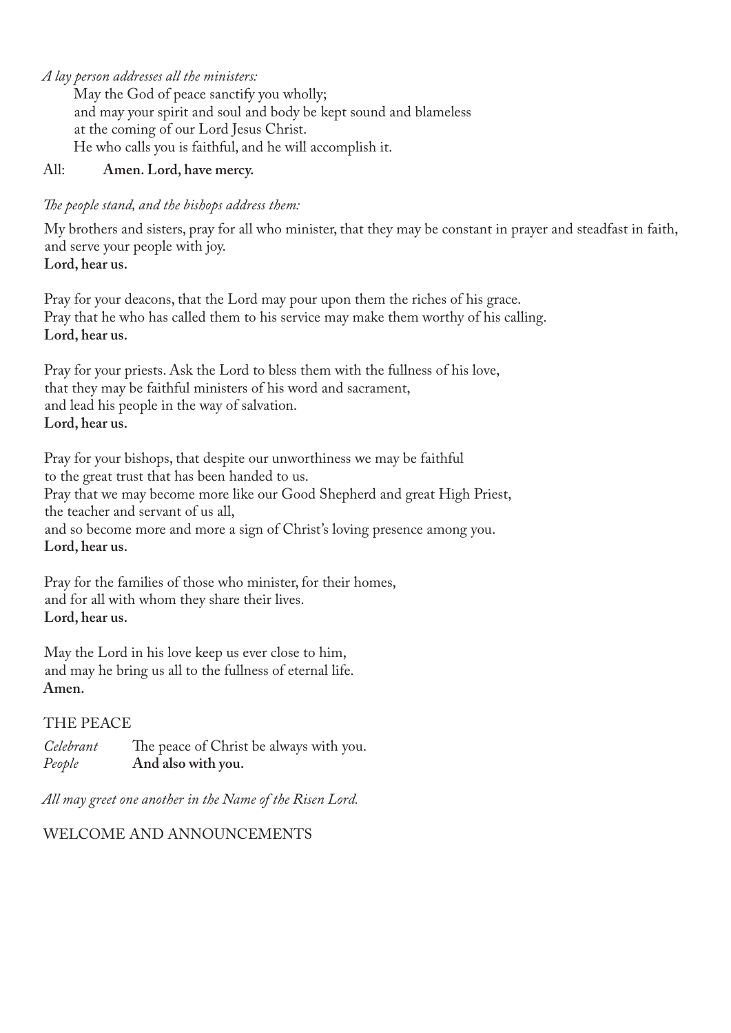*A lay person addresses all the ministers:*

May the God of peace sanctify you wholly;
and may your spirit and soul and body be kept sound and blameless
at the coming of our Lord Jesus Christ.
He who calls you is faithful, and he will accomplish it.

All: **Amen. Lord, have mercy.**

*The people stand, and the bishops address them:*

My brothers and sisters, pray for all who minister, that they may be constant in prayer and steadfast in faith, and serve your people with joy.
**Lord, hear us.**

Pray for your deacons, that the Lord may pour upon them the riches of his grace.
Pray that he who has called them to his service may make them worthy of his calling.
**Lord, hear us.**

Pray for your priests. Ask the Lord to bless them with the fullness of his love,
that they may be faithful ministers of his word and sacrament,
and lead his people in the way of salvation.
**Lord, hear us.**

Pray for your bishops, that despite our unworthiness we may be faithful
to the great trust that has been handed to us.
Pray that we may become more like our Good Shepherd and great High Priest,
the teacher and servant of us all,
and so become more and more a sign of Christ's loving presence among you.
**Lord, hear us.**

Pray for the families of those who minister, for their homes,
and for all with whom they share their lives.
**Lord, hear us.**

May the Lord in his love keep us ever close to him,
and may he bring us all to the fullness of eternal life.
**Amen.**

## THE PEACE

*Celebrant* The peace of Christ be always with you.
*People* **And also with you.**

*All may greet one another in the Name of the Risen Lord.*

## WELCOME AND ANNOUNCEMENTS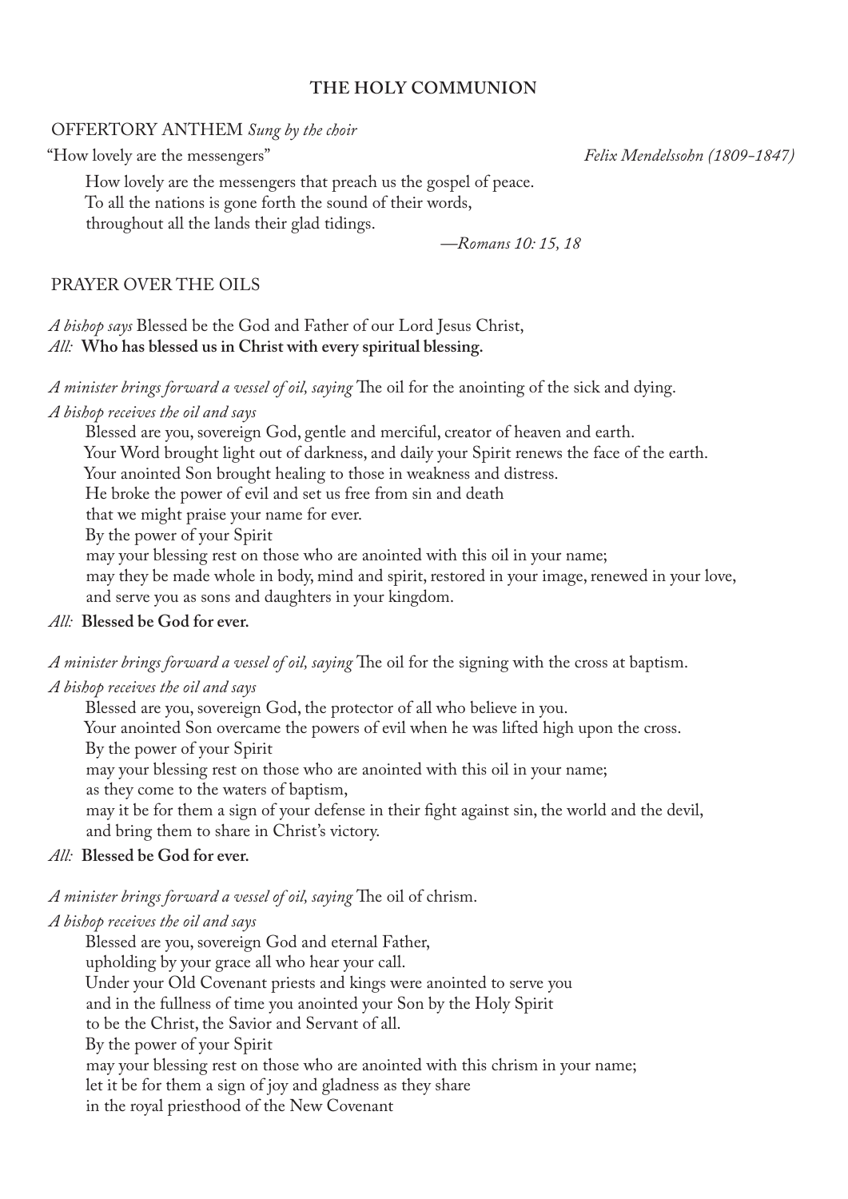## THE HOLY COMMUNION

OFFERTORY ANTHEM *Sung by the choir*

"How lovely are the messengers" *Felix Mendelssohn (1809-1847)*

How lovely are the messengers that preach us the gospel of peace.
To all the nations is gone forth the sound of their words,
throughout all the lands their glad tidings.

*—Romans 10: 15, 18*

PRAYER OVER THE OILS

*A bishop says* Blessed be the God and Father of our Lord Jesus Christ,
*All:* **Who has blessed us in Christ with every spiritual blessing.**

*A minister brings forward a vessel of oil, saying* The oil for the anointing of the sick and dying.

*A bishop receives the oil and says*

Blessed are you, sovereign God, gentle and merciful, creator of heaven and earth.
Your Word brought light out of darkness, and daily your Spirit renews the face of the earth.
Your anointed Son brought healing to those in weakness and distress.
He broke the power of evil and set us free from sin and death
that we might praise your name for ever.
By the power of your Spirit
may your blessing rest on those who are anointed with this oil in your name;
may they be made whole in body, mind and spirit, restored in your image, renewed in your love,
and serve you as sons and daughters in your kingdom.

*All:* **Blessed be God for ever.**

*A minister brings forward a vessel of oil, saying* The oil for the signing with the cross at baptism.

*A bishop receives the oil and says*

Blessed are you, sovereign God, the protector of all who believe in you.
Your anointed Son overcame the powers of evil when he was lifted high upon the cross.
By the power of your Spirit
may your blessing rest on those who are anointed with this oil in your name;
as they come to the waters of baptism,
may it be for them a sign of your defense in their fight against sin, the world and the devil,
and bring them to share in Christ's victory.

*All:* **Blessed be God for ever.**

*A minister brings forward a vessel of oil, saying* The oil of chrism.

*A bishop receives the oil and says*

Blessed are you, sovereign God and eternal Father,
upholding by your grace all who hear your call.
Under your Old Covenant priests and kings were anointed to serve you
and in the fullness of time you anointed your Son by the Holy Spirit
to be the Christ, the Savior and Servant of all.
By the power of your Spirit
may your blessing rest on those who are anointed with this chrism in your name;
let it be for them a sign of joy and gladness as they share
in the royal priesthood of the New Covenant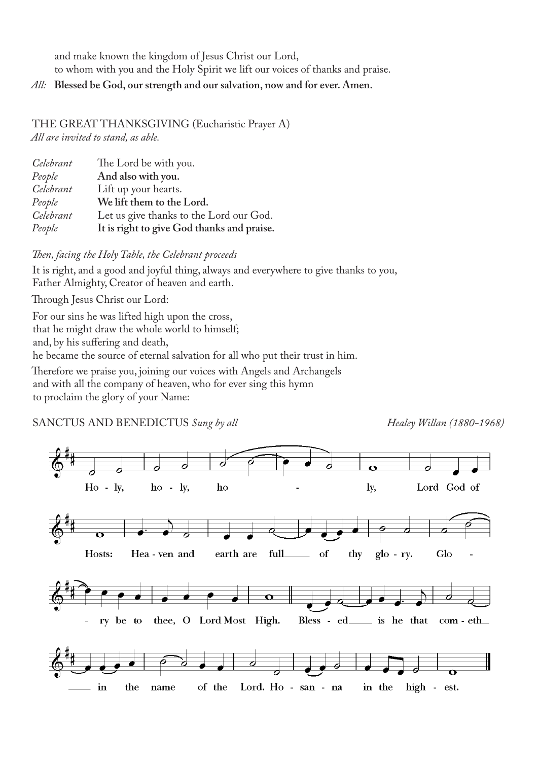and make known the kingdom of Jesus Christ our Lord,
to whom with you and the Holy Spirit we lift our voices of thanks and praise.

*All:* **Blessed be God, our strength and our salvation, now and for ever. Amen.**

## THE GREAT THANKSGIVING (Eucharistic Prayer A)

*All are invited to stand, as able.*

| | |
|---|---|
| *Celebrant* | The Lord be with you. |
| *People* | **And also with you.** |
| *Celebrant* | Lift up your hearts. |
| *People* | **We lift them to the Lord.** |
| *Celebrant* | Let us give thanks to the Lord our God. |
| *People* | **It is right to give God thanks and praise.** |

*Then, facing the Holy Table, the Celebrant proceeds*

It is right, and a good and joyful thing, always and everywhere to give thanks to you, Father Almighty, Creator of heaven and earth.

Through Jesus Christ our Lord:

For our sins he was lifted high upon the cross,
that he might draw the whole world to himself;
and, by his suffering and death,
he became the source of eternal salvation for all who put their trust in him.

Therefore we praise you, joining our voices with Angels and Archangels
and with all the company of heaven, who for ever sing this hymn
to proclaim the glory of your Name:

## SANCTUS AND BENEDICTUS *Sung by all* — *Healey Willan (1880-1968)*

Holy, holy, holy, Lord God of Hosts: Heaven and earth are full of thy glory. Glory be to thee, O Lord Most High. Blessed is he that cometh in the name of the Lord. Hosanna in the highest.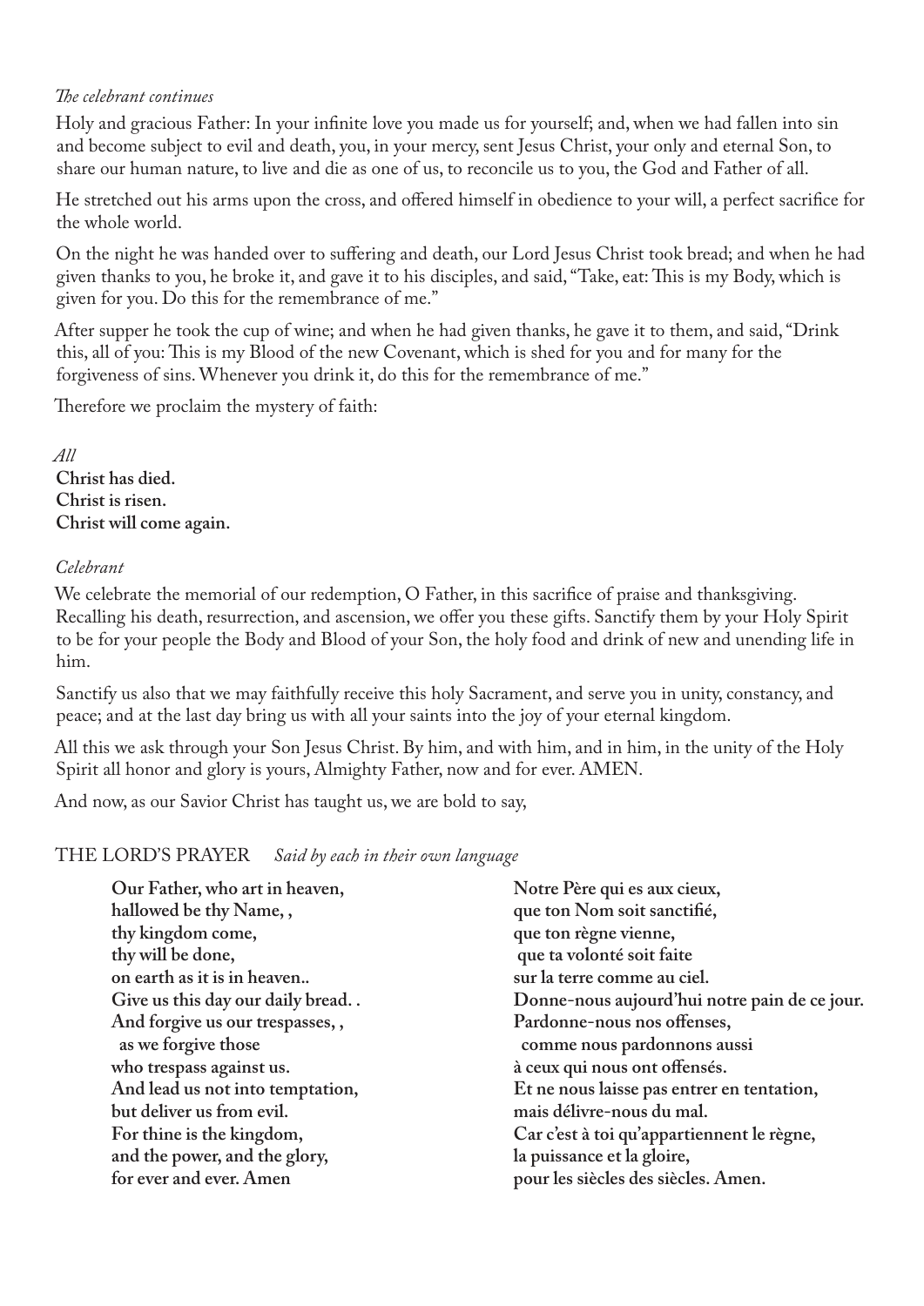*The celebrant continues*

Holy and gracious Father: In your infinite love you made us for yourself; and, when we had fallen into sin and become subject to evil and death, you, in your mercy, sent Jesus Christ, your only and eternal Son, to share our human nature, to live and die as one of us, to reconcile us to you, the God and Father of all.

He stretched out his arms upon the cross, and offered himself in obedience to your will, a perfect sacrifice for the whole world.

On the night he was handed over to suffering and death, our Lord Jesus Christ took bread; and when he had given thanks to you, he broke it, and gave it to his disciples, and said, "Take, eat: This is my Body, which is given for you. Do this for the remembrance of me."

After supper he took the cup of wine; and when he had given thanks, he gave it to them, and said, "Drink this, all of you: This is my Blood of the new Covenant, which is shed for you and for many for the forgiveness of sins. Whenever you drink it, do this for the remembrance of me."

Therefore we proclaim the mystery of faith:

*All*
**Christ has died.**
**Christ is risen.**
**Christ will come again.**

*Celebrant*

We celebrate the memorial of our redemption, O Father, in this sacrifice of praise and thanksgiving. Recalling his death, resurrection, and ascension, we offer you these gifts. Sanctify them by your Holy Spirit to be for your people the Body and Blood of your Son, the holy food and drink of new and unending life in him.

Sanctify us also that we may faithfully receive this holy Sacrament, and serve you in unity, constancy, and peace; and at the last day bring us with all your saints into the joy of your eternal kingdom.

All this we ask through your Son Jesus Christ. By him, and with him, and in him, in the unity of the Holy Spirit all honor and glory is yours, Almighty Father, now and for ever. AMEN.

And now, as our Savior Christ has taught us, we are bold to say,

## THE LORD'S PRAYER *Said by each in their own language*

**Our Father, who art in heaven,**
**hallowed be thy Name, ,**
**thy kingdom come,**
**thy will be done,**
**on earth as it is in heaven..**
**Give us this day our daily bread. .**
**And forgive us our trespasses, ,**
**as we forgive those**
**who trespass against us.**
**And lead us not into temptation,**
**but deliver us from evil.**
**For thine is the kingdom,**
**and the power, and the glory,**
**for ever and ever. Amen**

**Notre Père qui es aux cieux,**
**que ton Nom soit sanctifié,**
**que ton règne vienne,**
**que ta volonté soit faite**
**sur la terre comme au ciel.**
**Donne-nous aujourd'hui notre pain de ce jour.**
**Pardonne-nous nos offenses,**
**comme nous pardonnons aussi**
**à ceux qui nous ont offensés.**
**Et ne nous laisse pas entrer en tentation,**
**mais délivre-nous du mal.**
**Car c'est à toi qu'appartiennent le règne,**
**la puissance et la gloire,**
**pour les siècles des siècles. Amen.**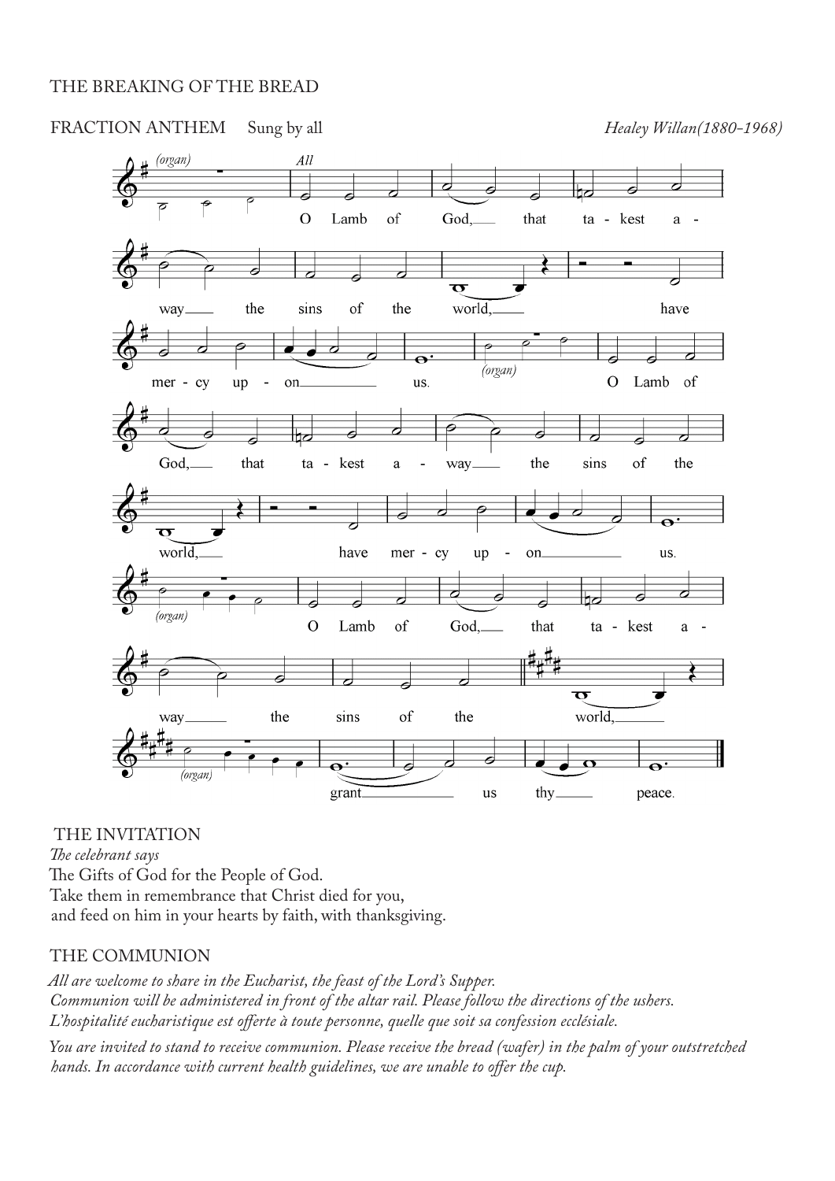THE BREAKING OF THE BREAD

FRACTION ANTHEM Sung by all *Healey Willan(1880-1968)*

THE INVITATION

*The celebrant says*

The Gifts of God for the People of God.
Take them in remembrance that Christ died for you,
and feed on him in your hearts by faith, with thanksgiving.

THE COMMUNION

*All are welcome to share in the Eucharist, the feast of the Lord's Supper.*
*Communion will be administered in front of the altar rail. Please follow the directions of the ushers.*
*L'hospitalité eucharistique est offerte à toute personne, quelle que soit sa confession ecclésiale.*

*You are invited to stand to receive communion. Please receive the bread (wafer) in the palm of your outstretched hands. In accordance with current health guidelines, we are unable to offer the cup.*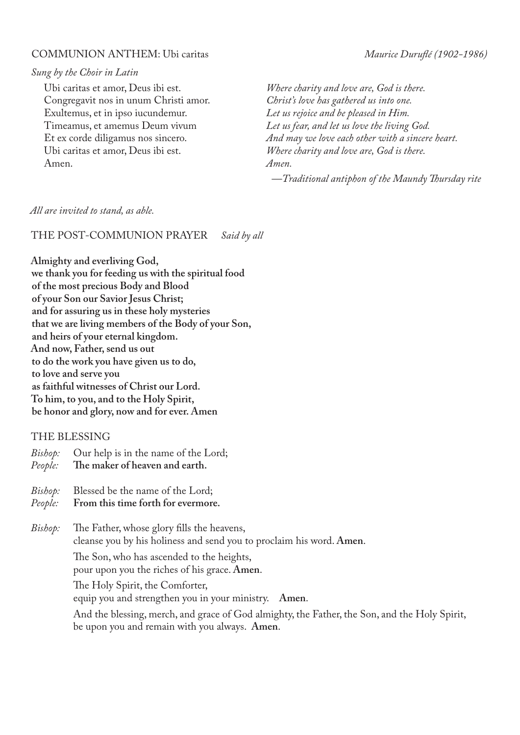## COMMUNION ANTHEM: Ubi caritas *Maurice Duruflé (1902-1986)*

*Sung by the Choir in Latin*

| | |
|---|---|
| Ubi caritas et amor, Deus ibi est. | *Where charity and love are, God is there.* |
| Congregavit nos in unum Christi amor. | *Christ's love has gathered us into one.* |
| Exultemus, et in ipso iucundemur. | *Let us rejoice and be pleased in Him.* |
| Timeamus, et amemus Deum vivum | *Let us fear, and let us love the living God.* |
| Et ex corde diligamus nos sincero. | *And may we love each other with a sincere heart.* |
| Ubi caritas et amor, Deus ibi est. | *Where charity and love are, God is there.* |
| Amen. | *Amen.* |

*—Traditional antiphon of the Maundy Thursday rite*

*All are invited to stand, as able.*

## THE POST-COMMUNION PRAYER *Said by all*

**Almighty and everliving God,**
**we thank you for feeding us with the spiritual food**
**of the most precious Body and Blood**
**of your Son our Savior Jesus Christ;**
**and for assuring us in these holy mysteries**
**that we are living members of the Body of your Son,**
**and heirs of your eternal kingdom.**
**And now, Father, send us out**
**to do the work you have given us to do,**
**to love and serve you**
**as faithful witnesses of Christ our Lord.**
**To him, to you, and to the Holy Spirit,**
**be honor and glory, now and for ever. Amen**

## THE BLESSING

*Bishop:* Our help is in the name of the Lord;
*People:* **The maker of heaven and earth.**

*Bishop:* Blessed be the name of the Lord;
*People:* **From this time forth for evermore.**

*Bishop:* The Father, whose glory fills the heavens,
cleanse you by his holiness and send you to proclaim his word. **Amen**.

The Son, who has ascended to the heights,
pour upon you the riches of his grace. **Amen**.

The Holy Spirit, the Comforter,
equip you and strengthen you in your ministry. **Amen**.

And the blessing, merch, and grace of God almighty, the Father, the Son, and the Holy Spirit, be upon you and remain with you always. **Amen**.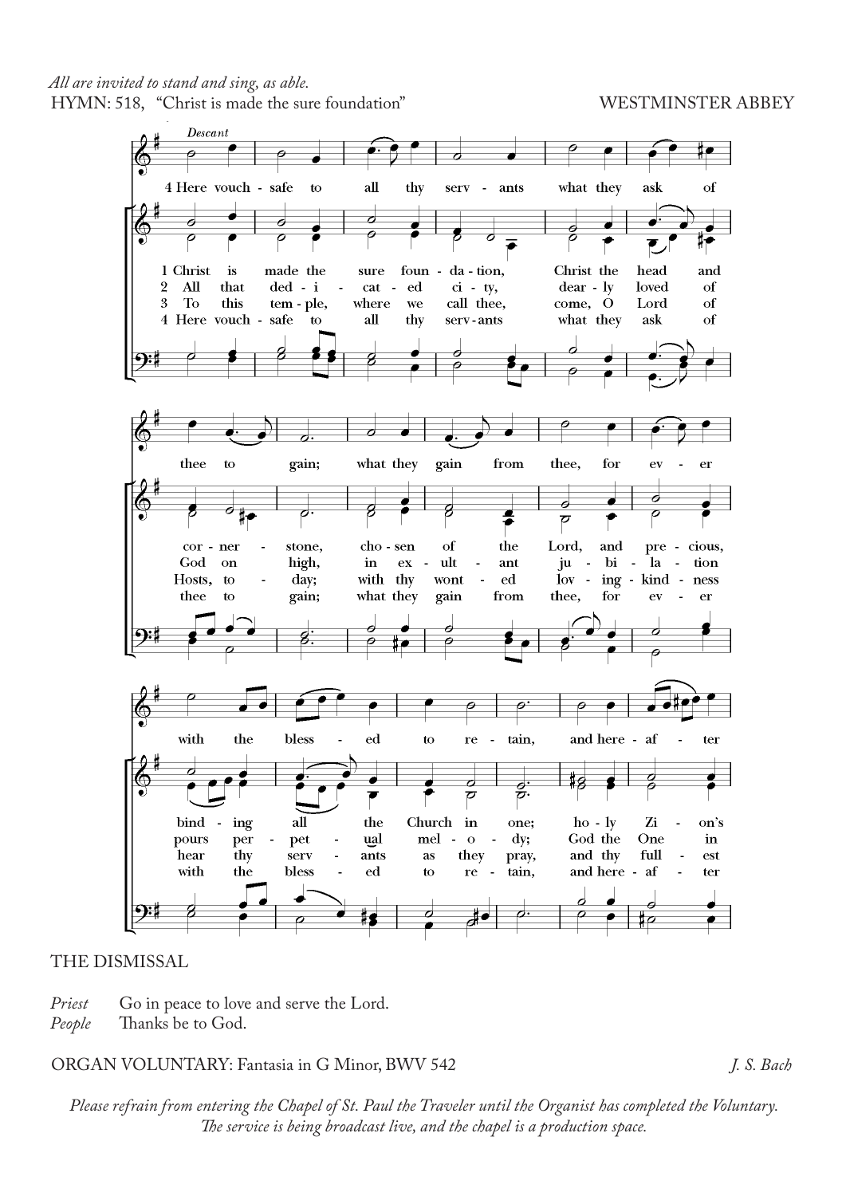*All are invited to stand and sing, as able.*

HYMN: 518, "Christ is made the sure foundation" WESTMINSTER ABBEY

Descant

4 Here vouch - safe to all thy serv - ants what they ask of thee to gain; what they gain from thee, for ev - er with the bless - ed to re - tain, and here - af - ter

1 Christ is made the sure foun - da - tion, Christ the head and cor - ner - stone, cho - sen of the Lord, and pre - cious, bind - ing all the Church in one; ho - ly Zi - on's

2 All that ded - i - cat - ed ci - ty, dear - ly loved of God on high, in ex - ult - ant ju - bi - la - tion pours per - pet - ual mel - o - dy; God the One in

3 To this tem - ple, where we call thee, come, O Lord of Hosts, to - day; with thy wont - ed lov - ing - kind - ness hear thy serv - ants as they pray, and thy full - est

4 Here vouch - safe to all thy serv - ants what they ask of thee to gain; what they gain from thee, for ev - er with the bless - ed to re - tain, and here - af - ter

THE DISMISSAL

*Priest* Go in peace to love and serve the Lord.
*People* Thanks be to God.

ORGAN VOLUNTARY: Fantasia in G Minor, BWV 542 *J. S. Bach*

*Please refrain from entering the Chapel of St. Paul the Traveler until the Organist has completed the Voluntary. The service is being broadcast live, and the chapel is a production space.*